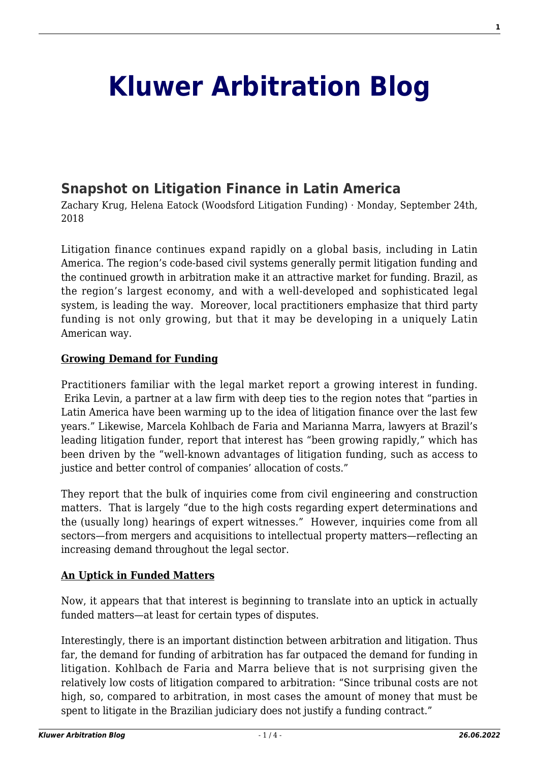# Kluwer Arbitration Blog

## Snapshot on Litigation Finance in Latin America

Zachary Krug, Helena Eatock (Woodsford Litigation Funding) · Monday, September 24th, 2018

Litigation finance continues expand rapidly on a global basis, including in Latin America. The region's code-based civil systems generally permit litigation funding and the continued growth in arbitration make it an attractive market for funding. Brazil, as the region's largest economy, and with a well-developed and sophisticated legal system, is leading the way. Moreover, local practitioners emphasize that third party funding is not only growing, but that it may be developing in a uniquely Latin American way.

**Growing Demand for Funding**

Practitioners familiar with the legal market report a growing interest in funding. Erika Levin, a partner at a law firm with deep ties to the region notes that "parties in Latin America have been warming up to the idea of litigation finance over the last few years." Likewise, Marcela Kohlbach de Faria and Marianna Marra, lawyers at Brazil's leading litigation funder, report that interest has "been growing rapidly," which has been driven by the "well-known advantages of litigation funding, such as access to justice and better control of companies' allocation of costs."

They report that the bulk of inquiries come from civil engineering and construction matters. That is largely "due to the high costs regarding expert determinations and the (usually long) hearings of expert witnesses." However, inquiries come from all sectors—from mergers and acquisitions to intellectual property matters—reflecting an increasing demand throughout the legal sector.

**An Uptick in Funded Matters**

Now, it appears that that interest is beginning to translate into an uptick in actually funded matters—at least for certain types of disputes.

Interestingly, there is an important distinction between arbitration and litigation. Thus far, the demand for funding of arbitration has far outpaced the demand for funding in litigation. Kohlbach de Faria and Marra believe that is not surprising given the relatively low costs of litigation compared to arbitration: "Since tribunal costs are not high, so, compared to arbitration, in most cases the amount of money that must be spent to litigate in the Brazilian judiciary does not justify a funding contract."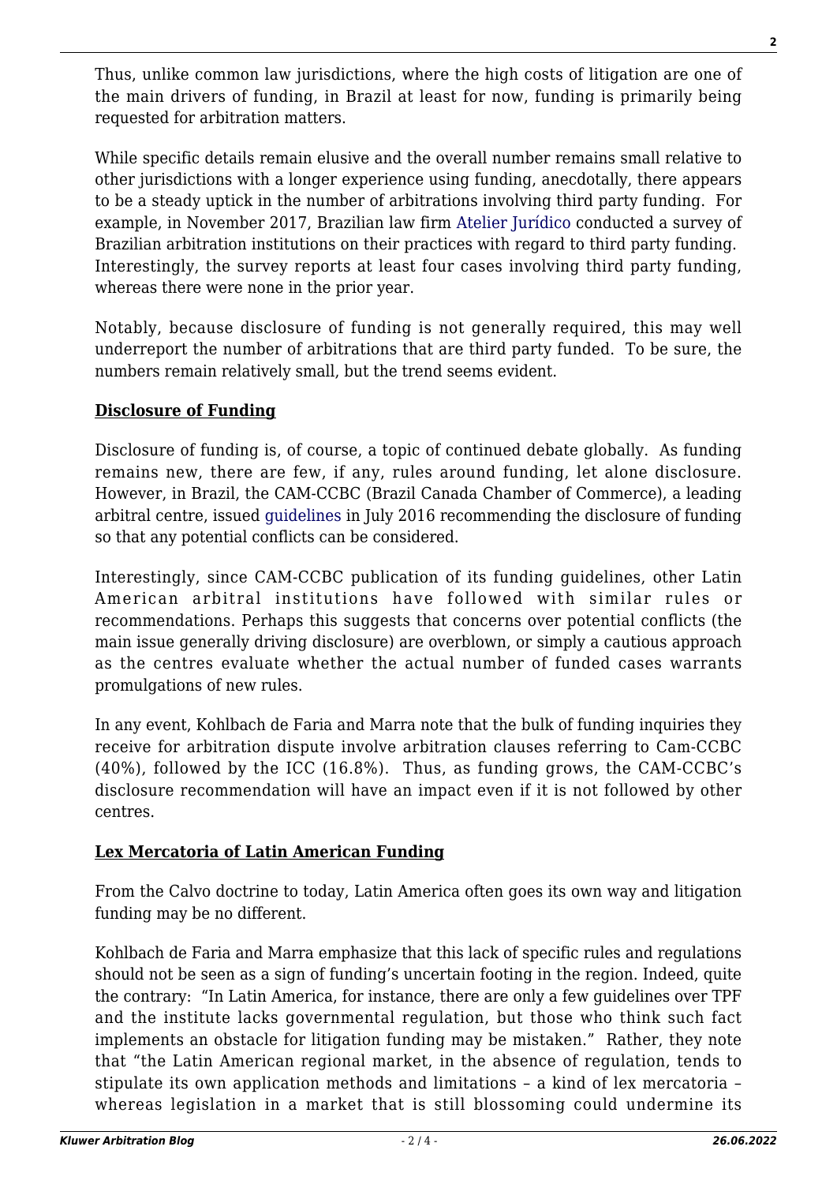Thus, unlike common law jurisdictions, where the high costs of litigation are one of the main drivers of funding, in Brazil at least for now, funding is primarily being requested for arbitration matters.

While specific details remain elusive and the overall number remains small relative to other jurisdictions with a longer experience using funding, anecdotally, there appears to be a steady uptick in the number of arbitrations involving third party funding. For example, in November 2017, Brazilian law firm Atelier Jurídico conducted a survey of Brazilian arbitration institutions on their practices with regard to third party funding. Interestingly, the survey reports at least four cases involving third party funding, whereas there were none in the prior year.

Notably, because disclosure of funding is not generally required, this may well underreport the number of arbitrations that are third party funded. To be sure, the numbers remain relatively small, but the trend seems evident.

## **Disclosure of Funding**

Disclosure of funding is, of course, a topic of continued debate globally. As funding remains new, there are few, if any, rules around funding, let alone disclosure. However, in Brazil, the CAM-CCBC (Brazil Canada Chamber of Commerce), a leading arbitral centre, issued guidelines in July 2016 recommending the disclosure of funding so that any potential conflicts can be considered.

Interestingly, since CAM-CCBC publication of its funding guidelines, other Latin American arbitral institutions have followed with similar rules or recommendations. Perhaps this suggests that concerns over potential conflicts (the main issue generally driving disclosure) are overblown, or simply a cautious approach as the centres evaluate whether the actual number of funded cases warrants promulgations of new rules.

In any event, Kohlbach de Faria and Marra note that the bulk of funding inquiries they receive for arbitration dispute involve arbitration clauses referring to Cam-CCBC (40%), followed by the ICC (16.8%). Thus, as funding grows, the CAM-CCBC's disclosure recommendation will have an impact even if it is not followed by other centres.

## **Lex Mercatoria of Latin American Funding**

From the Calvo doctrine to today, Latin America often goes its own way and litigation funding may be no different.

Kohlbach de Faria and Marra emphasize that this lack of specific rules and regulations should not be seen as a sign of funding's uncertain footing in the region. Indeed, quite the contrary: "In Latin America, for instance, there are only a few guidelines over TPF and the institute lacks governmental regulation, but those who think such fact implements an obstacle for litigation funding may be mistaken." Rather, they note that "the Latin American regional market, in the absence of regulation, tends to stipulate its own application methods and limitations – a kind of lex mercatoria – whereas legislation in a market that is still blossoming could undermine its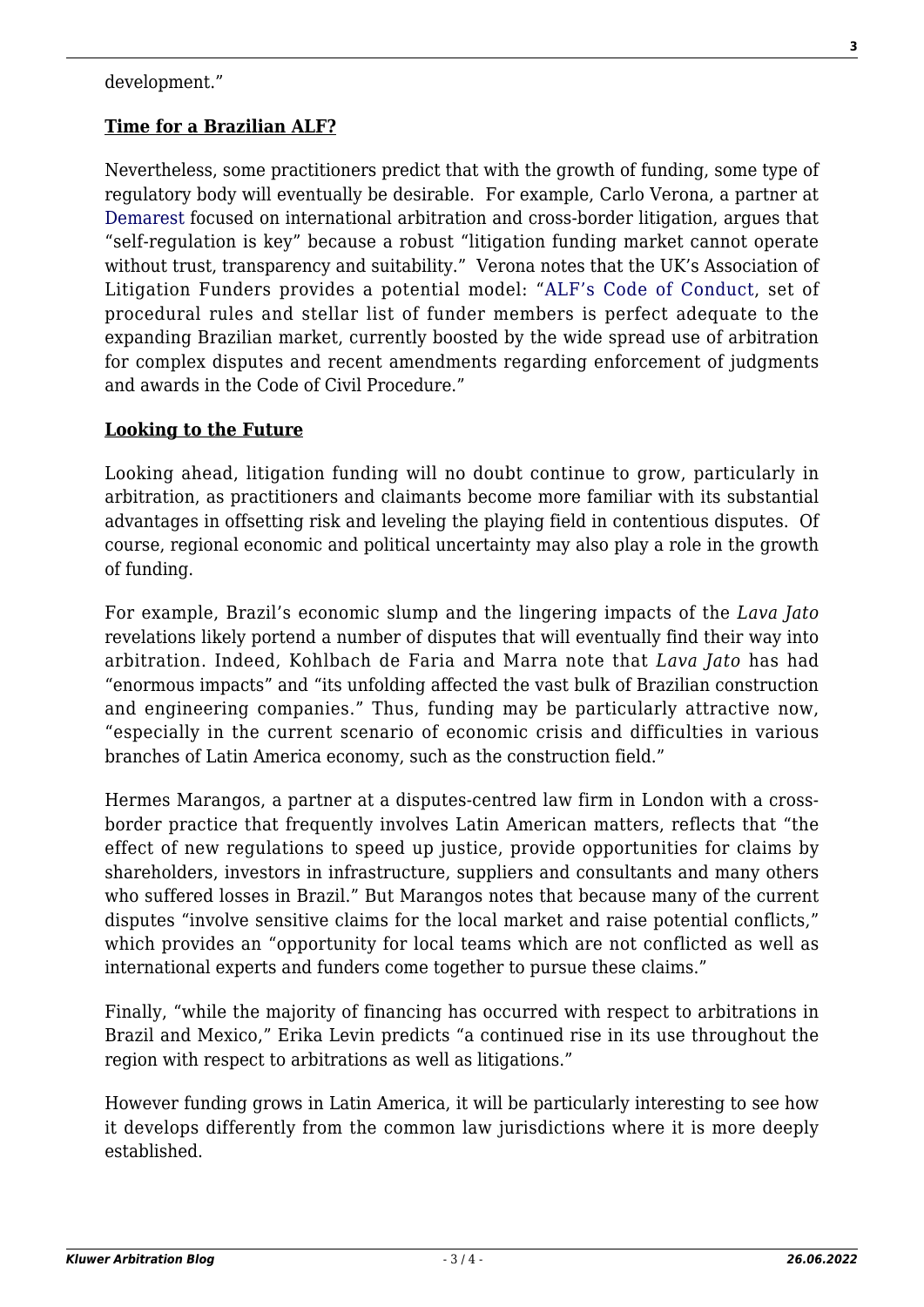development."

**Time for a Brazilian ALF?**

Nevertheless, some practitioners predict that with the growth of funding, some type of regulatory body will eventually be desirable. For example, Carlo Verona, a partner at Demarest focused on international arbitration and cross-border litigation, argues that "self-regulation is key" because a robust "litigation funding market cannot operate without trust, transparency and suitability." Verona notes that the UK's Association of Litigation Funders provides a potential model: "ALF's Code of Conduct, set of procedural rules and stellar list of funder members is perfect adequate to the expanding Brazilian market, currently boosted by the wide spread use of arbitration for complex disputes and recent amendments regarding enforcement of judgments and awards in the Code of Civil Procedure."

**Looking to the Future**

Looking ahead, litigation funding will no doubt continue to grow, particularly in arbitration, as practitioners and claimants become more familiar with its substantial advantages in offsetting risk and leveling the playing field in contentious disputes. Of course, regional economic and political uncertainty may also play a role in the growth of funding.

For example, Brazil's economic slump and the lingering impacts of the *Lava Jato* revelations likely portend a number of disputes that will eventually find their way into arbitration. Indeed, Kohlbach de Faria and Marra note that *Lava Jato* has had "enormous impacts" and "its unfolding affected the vast bulk of Brazilian construction and engineering companies." Thus, funding may be particularly attractive now, "especially in the current scenario of economic crisis and difficulties in various branches of Latin America economy, such as the construction field."

Hermes Marangos, a partner at a disputes-centred law firm in London with a cross-border practice that frequently involves Latin American matters, reflects that "the effect of new regulations to speed up justice, provide opportunities for claims by shareholders, investors in infrastructure, suppliers and consultants and many others who suffered losses in Brazil." But Marangos notes that because many of the current disputes "involve sensitive claims for the local market and raise potential conflicts," which provides an "opportunity for local teams which are not conflicted as well as international experts and funders come together to pursue these claims."

Finally, "while the majority of financing has occurred with respect to arbitrations in Brazil and Mexico," Erika Levin predicts "a continued rise in its use throughout the region with respect to arbitrations as well as litigations."

However funding grows in Latin America, it will be particularly interesting to see how it develops differently from the common law jurisdictions where it is more deeply established.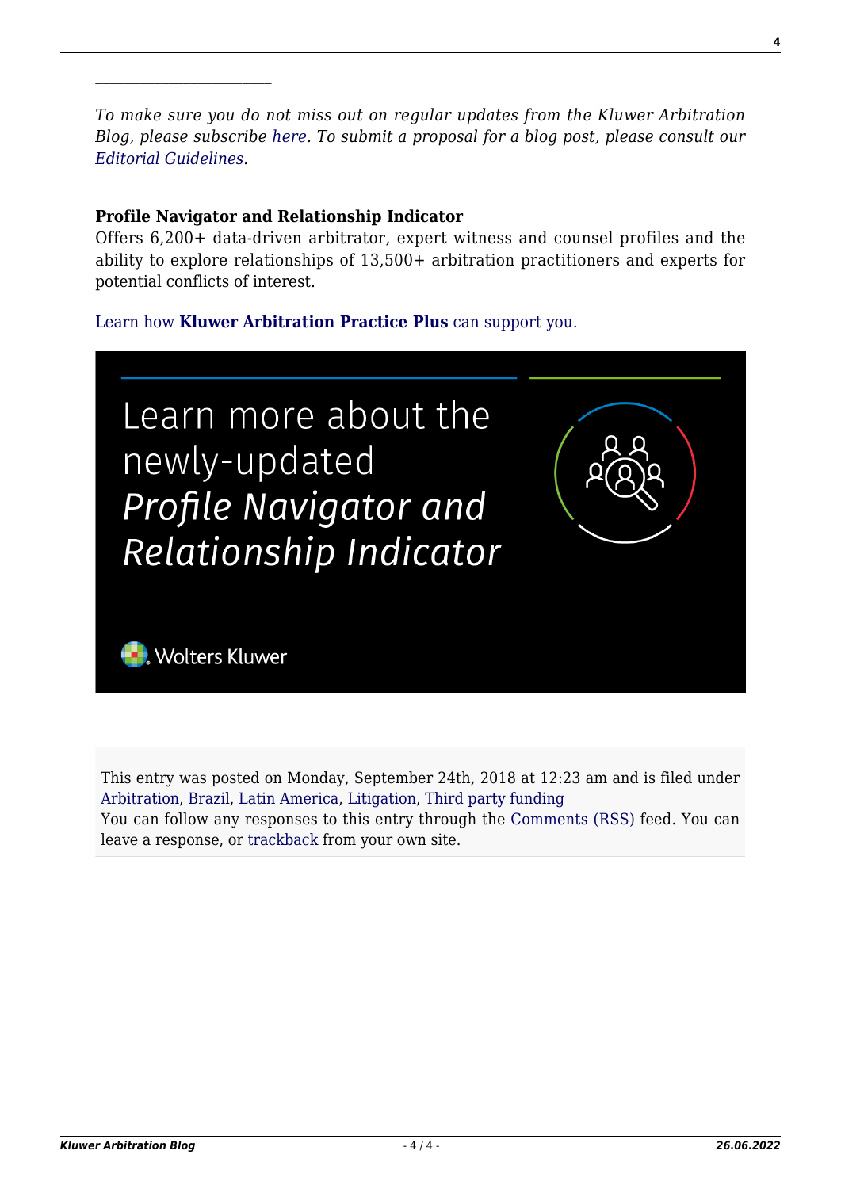---

*To make sure you do not miss out on regular updates from the Kluwer Arbitration Blog, please subscribe here. To submit a proposal for a blog post, please consult our Editorial Guidelines.*

**Profile Navigator and Relationship Indicator**
Offers 6,200+ data-driven arbitrator, expert witness and counsel profiles and the ability to explore relationships of 13,500+ arbitration practitioners and experts for potential conflicts of interest.

Learn how **Kluwer Arbitration Practice Plus** can support you.

Learn more about the newly-updated *Profile Navigator and Relationship Indicator*

Wolters Kluwer

This entry was posted on Monday, September 24th, 2018 at 12:23 am and is filed under Arbitration, Brazil, Latin America, Litigation, Third party funding
You can follow any responses to this entry through the Comments (RSS) feed. You can leave a response, or trackback from your own site.